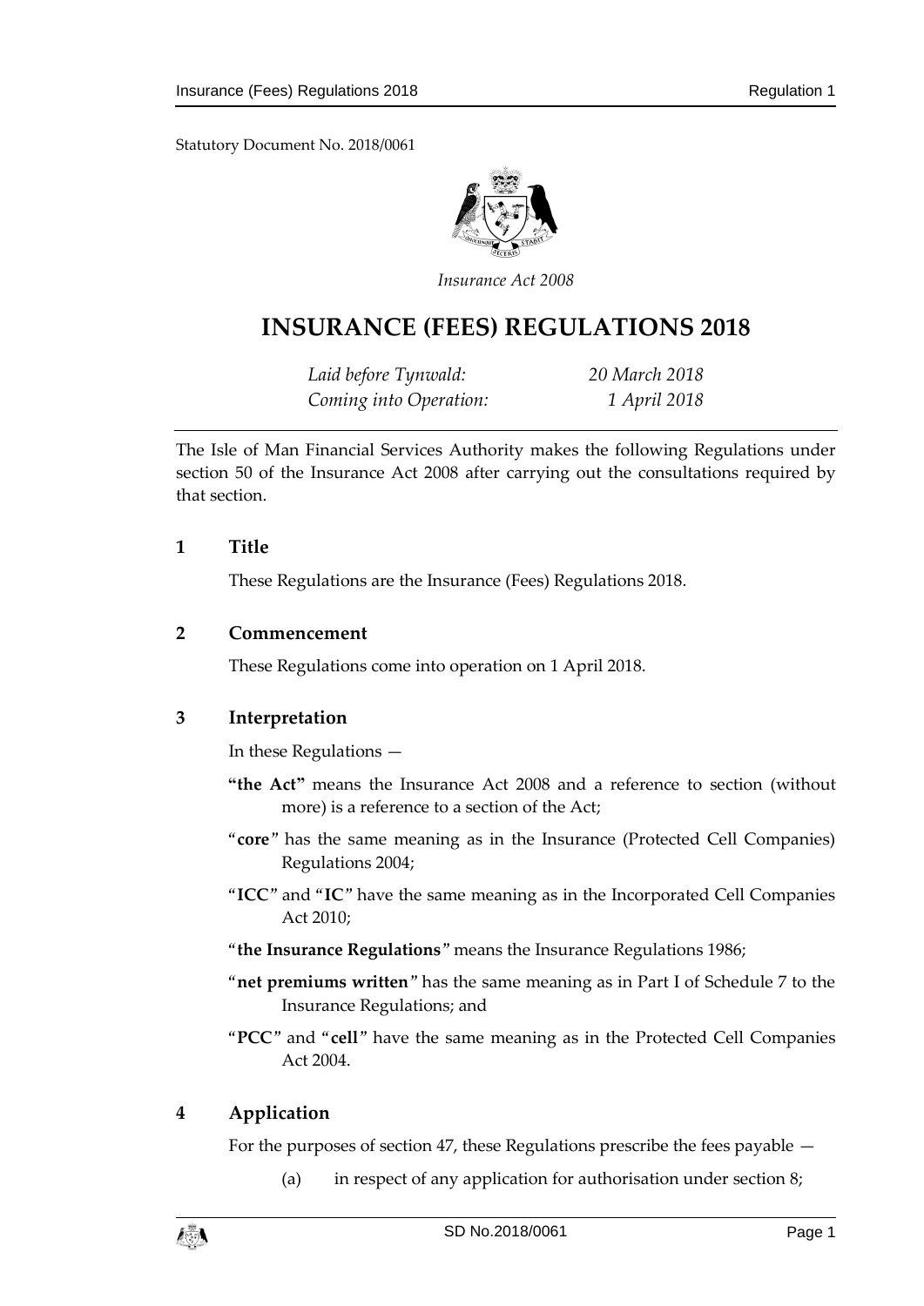Statutory Document No. 2018/0061

*Insurance Act 2008*

# INSURANCE (FEES) REGULATIONS 2018

| | |
|---|---|
| *Laid before Tynwald:* | *20 March 2018* |
| *Coming into Operation:* | *1 April 2018* |

The Isle of Man Financial Services Authority makes the following Regulations under section 50 of the Insurance Act 2008 after carrying out the consultations required by that section.

## 1 Title

These Regulations are the Insurance (Fees) Regulations 2018.

## 2 Commencement

These Regulations come into operation on 1 April 2018.

## 3 Interpretation

In these Regulations —

**"the Act"** means the Insurance Act 2008 and a reference to section (without more) is a reference to a section of the Act;

"**core**" has the same meaning as in the Insurance (Protected Cell Companies) Regulations 2004;

"**ICC**" and "**IC**" have the same meaning as in the Incorporated Cell Companies Act 2010;

"**the Insurance Regulations**" means the Insurance Regulations 1986;

"**net premiums written**" has the same meaning as in Part I of Schedule 7 to the Insurance Regulations; and

"**PCC**" and "**cell**" have the same meaning as in the Protected Cell Companies Act 2004.

## 4 Application

For the purposes of section 47, these Regulations prescribe the fees payable —

(a) in respect of any application for authorisation under section 8;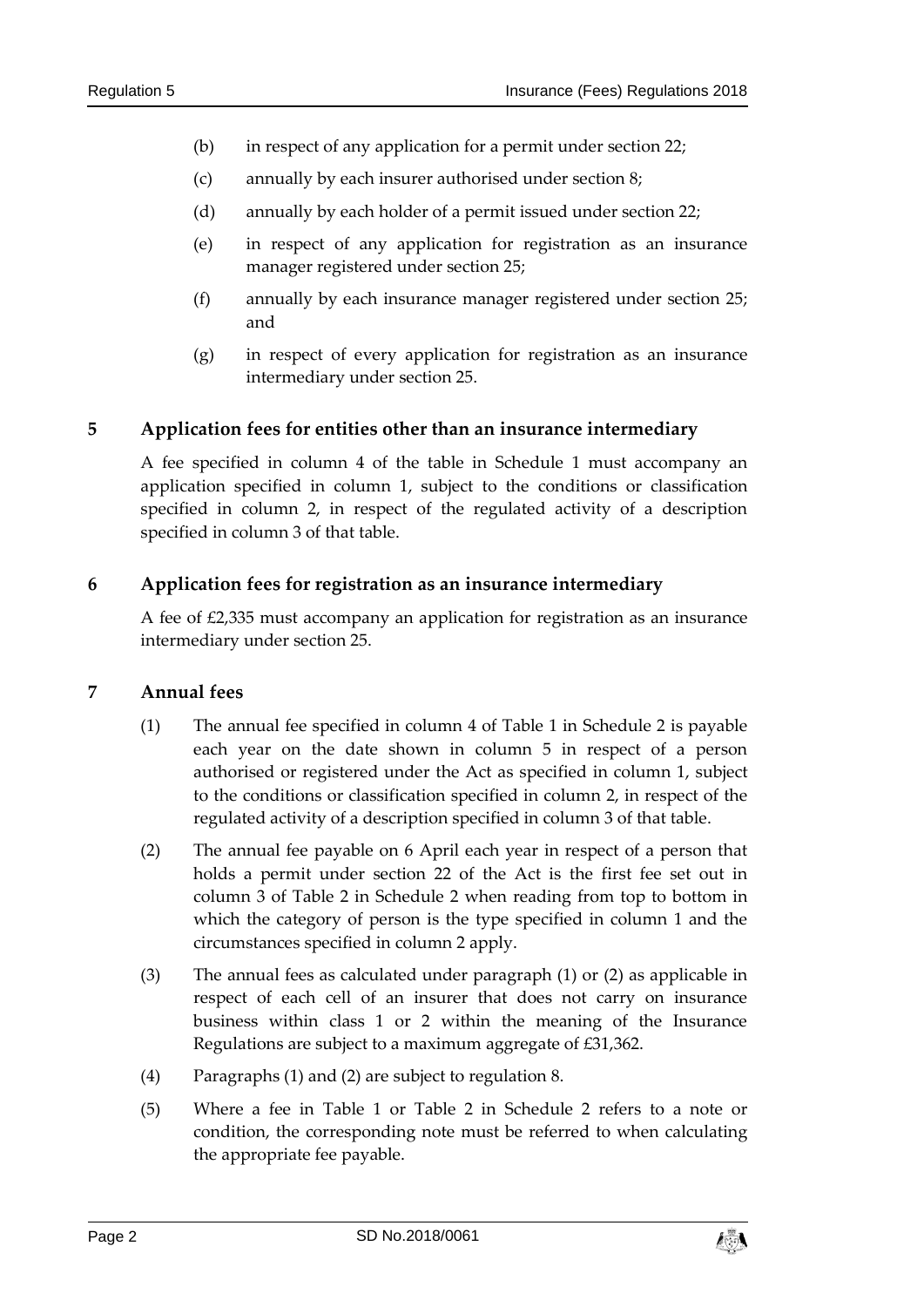(b) in respect of any application for a permit under section 22;

(c) annually by each insurer authorised under section 8;

(d) annually by each holder of a permit issued under section 22;

(e) in respect of any application for registration as an insurance manager registered under section 25;

(f) annually by each insurance manager registered under section 25; and

(g) in respect of every application for registration as an insurance intermediary under section 25.

## 5 Application fees for entities other than an insurance intermediary

A fee specified in column 4 of the table in Schedule 1 must accompany an application specified in column 1, subject to the conditions or classification specified in column 2, in respect of the regulated activity of a description specified in column 3 of that table.

## 6 Application fees for registration as an insurance intermediary

A fee of £2,335 must accompany an application for registration as an insurance intermediary under section 25.

## 7 Annual fees

(1) The annual fee specified in column 4 of Table 1 in Schedule 2 is payable each year on the date shown in column 5 in respect of a person authorised or registered under the Act as specified in column 1, subject to the conditions or classification specified in column 2, in respect of the regulated activity of a description specified in column 3 of that table.

(2) The annual fee payable on 6 April each year in respect of a person that holds a permit under section 22 of the Act is the first fee set out in column 3 of Table 2 in Schedule 2 when reading from top to bottom in which the category of person is the type specified in column 1 and the circumstances specified in column 2 apply.

(3) The annual fees as calculated under paragraph (1) or (2) as applicable in respect of each cell of an insurer that does not carry on insurance business within class 1 or 2 within the meaning of the Insurance Regulations are subject to a maximum aggregate of £31,362.

(4) Paragraphs (1) and (2) are subject to regulation 8.

(5) Where a fee in Table 1 or Table 2 in Schedule 2 refers to a note or condition, the corresponding note must be referred to when calculating the appropriate fee payable.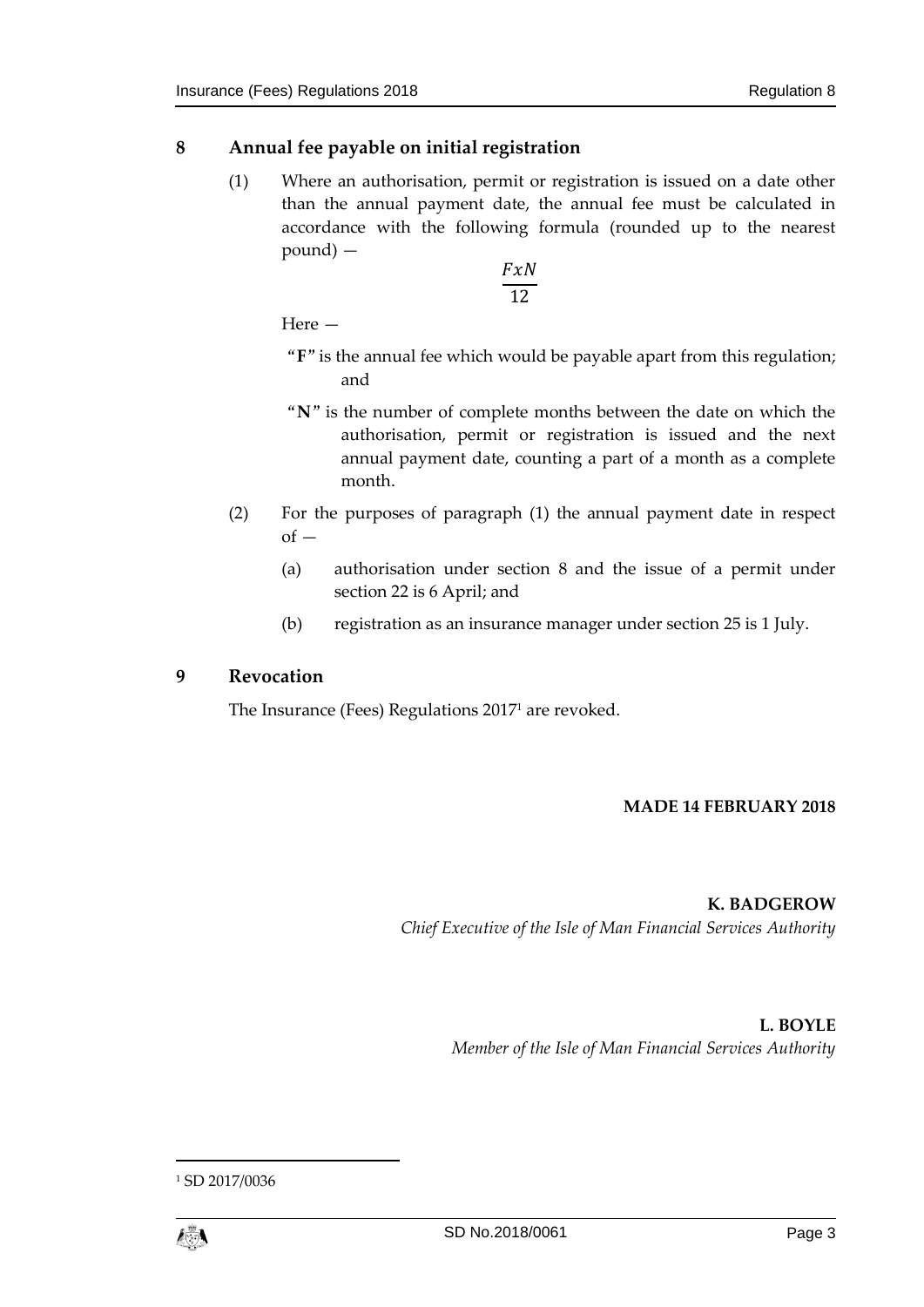## 8 Annual fee payable on initial registration

(1) Where an authorisation, permit or registration is issued on a date other than the annual payment date, the annual fee must be calculated in accordance with the following formula (rounded up to the nearest pound) —

$$\frac{FxN}{12}$$

Here —

"**F**" is the annual fee which would be payable apart from this regulation; and

"**N**" is the number of complete months between the date on which the authorisation, permit or registration is issued and the next annual payment date, counting a part of a month as a complete month.

(2) For the purposes of paragraph (1) the annual payment date in respect of —

(a) authorisation under section 8 and the issue of a permit under section 22 is 6 April; and

(b) registration as an insurance manager under section 25 is 1 July.

## 9 Revocation

The Insurance (Fees) Regulations 2017[1] are revoked.

**MADE 14 FEBRUARY 2018**

**K. BADGEROW**
*Chief Executive of the Isle of Man Financial Services Authority*

**L. BOYLE**
*Member of the Isle of Man Financial Services Authority*

---

[1] SD 2017/0036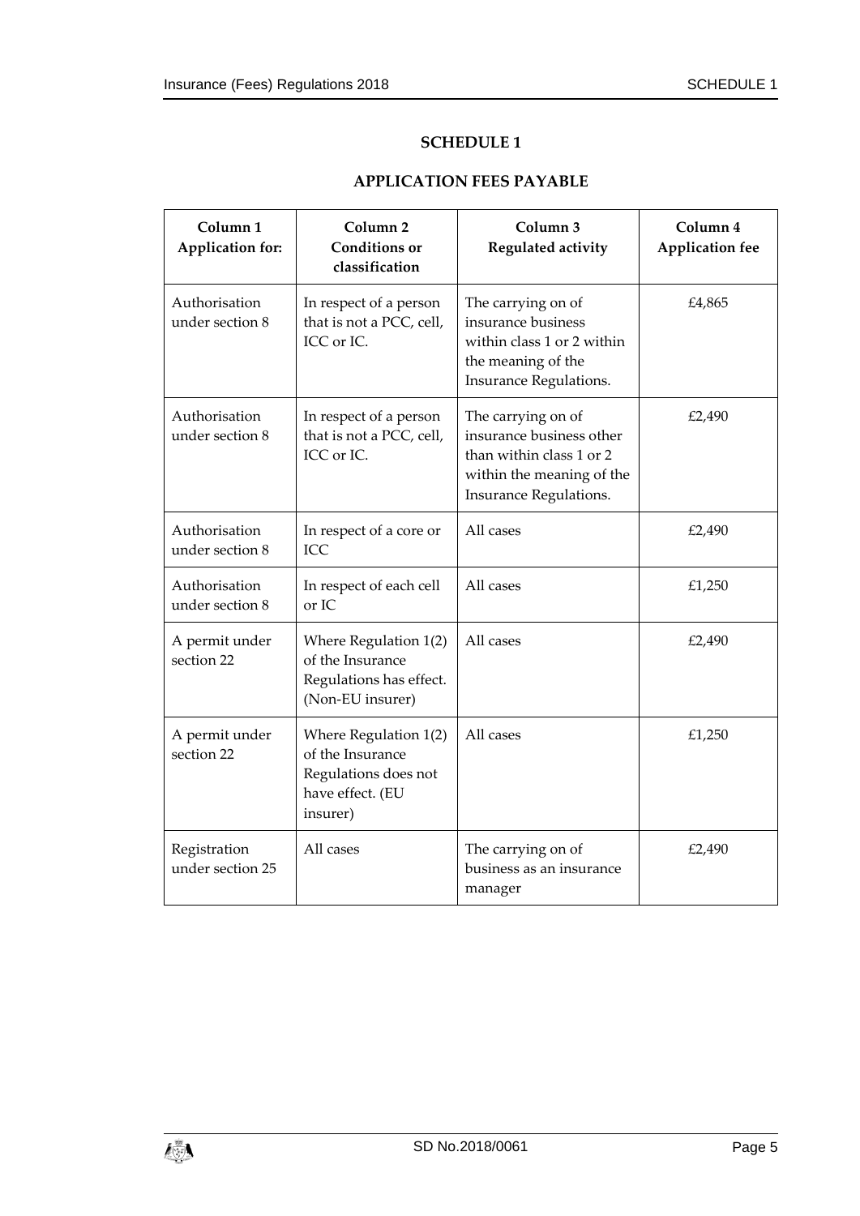# SCHEDULE 1

## APPLICATION FEES PAYABLE

| Column 1<br>Application for: | Column 2<br>Conditions or classification | Column 3<br>Regulated activity | Column 4<br>Application fee |
|---|---|---|---|
| Authorisation under section 8 | In respect of a person that is not a PCC, cell, ICC or IC. | The carrying on of insurance business within class 1 or 2 within the meaning of the Insurance Regulations. | £4,865 |
| Authorisation under section 8 | In respect of a person that is not a PCC, cell, ICC or IC. | The carrying on of insurance business other than within class 1 or 2 within the meaning of the Insurance Regulations. | £2,490 |
| Authorisation under section 8 | In respect of a core or ICC | All cases | £2,490 |
| Authorisation under section 8 | In respect of each cell or IC | All cases | £1,250 |
| A permit under section 22 | Where Regulation 1(2) of the Insurance Regulations has effect. (Non-EU insurer) | All cases | £2,490 |
| A permit under section 22 | Where Regulation 1(2) of the Insurance Regulations does not have effect. (EU insurer) | All cases | £1,250 |
| Registration under section 25 | All cases | The carrying on of business as an insurance manager | £2,490 |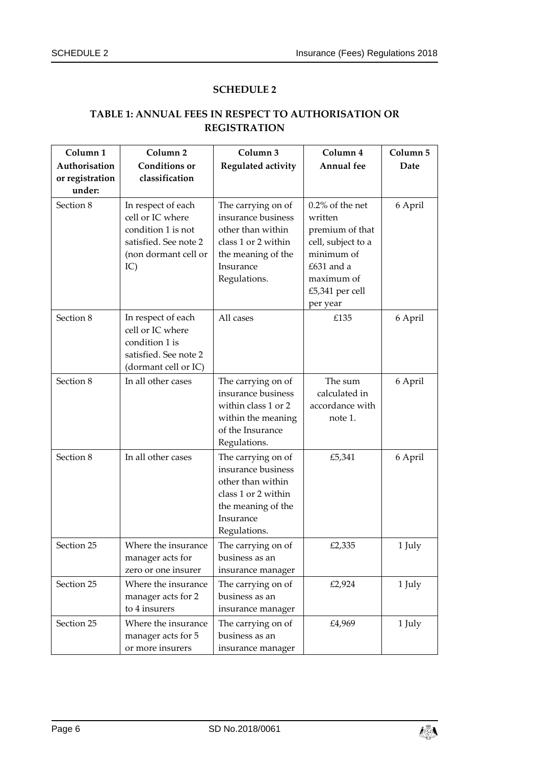# SCHEDULE 2

## TABLE 1: ANNUAL FEES IN RESPECT TO AUTHORISATION OR REGISTRATION

| Column 1 Authorisation or registration under: | Column 2 Conditions or classification | Column 3 Regulated activity | Column 4 Annual fee | Column 5 Date |
|---|---|---|---|---|
| Section 8 | In respect of each cell or IC where condition 1 is not satisfied. See note 2 (non dormant cell or IC) | The carrying on of insurance business other than within class 1 or 2 within the meaning of the Insurance Regulations. | 0.2% of the net written premium of that cell, subject to a minimum of £631 and a maximum of £5,341 per cell per year | 6 April |
| Section 8 | In respect of each cell or IC where condition 1 is satisfied. See note 2 (dormant cell or IC) | All cases | £135 | 6 April |
| Section 8 | In all other cases | The carrying on of insurance business within class 1 or 2 within the meaning of the Insurance Regulations. | The sum calculated in accordance with note 1. | 6 April |
| Section 8 | In all other cases | The carrying on of insurance business other than within class 1 or 2 within the meaning of the Insurance Regulations. | £5,341 | 6 April |
| Section 25 | Where the insurance manager acts for zero or one insurer | The carrying on of business as an insurance manager | £2,335 | 1 July |
| Section 25 | Where the insurance manager acts for 2 to 4 insurers | The carrying on of business as an insurance manager | £2,924 | 1 July |
| Section 25 | Where the insurance manager acts for 5 or more insurers | The carrying on of business as an insurance manager | £4,969 | 1 July |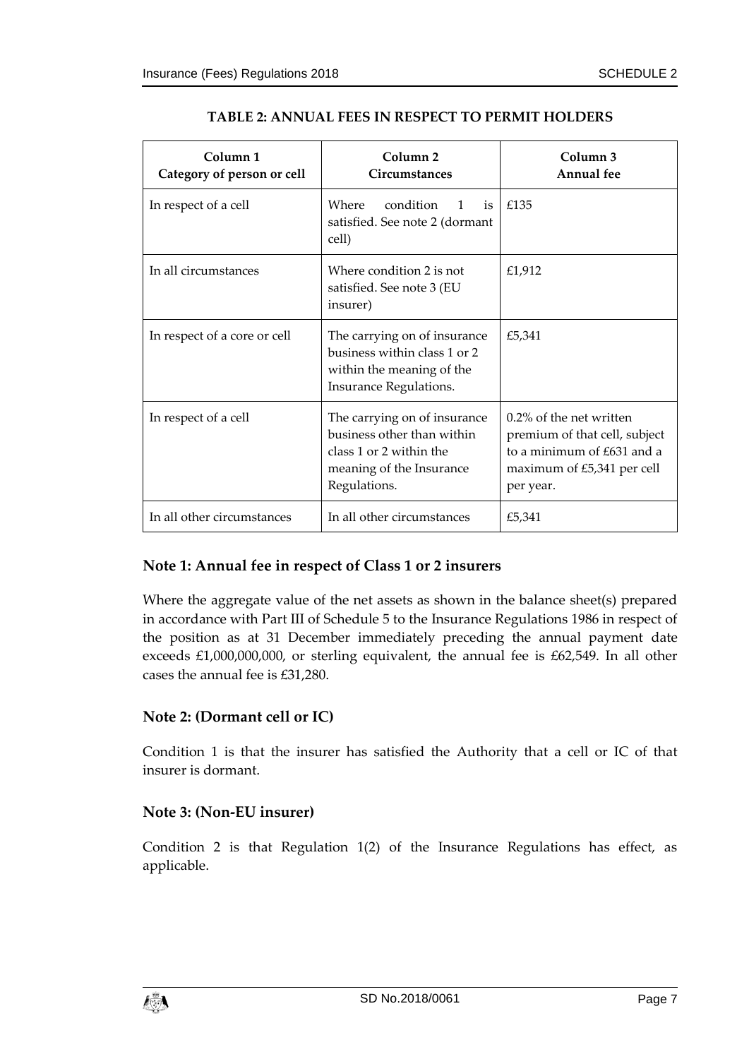**TABLE 2: ANNUAL FEES IN RESPECT TO PERMIT HOLDERS**

| Column 1<br>Category of person or cell | Column 2<br>Circumstances | Column 3<br>Annual fee |
|---|---|---|
| In respect of a cell | Where condition 1 is satisfied. See note 2 (dormant cell) | £135 |
| In all circumstances | Where condition 2 is not satisfied. See note 3 (EU insurer) | £1,912 |
| In respect of a core or cell | The carrying on of insurance business within class 1 or 2 within the meaning of the Insurance Regulations. | £5,341 |
| In respect of a cell | The carrying on of insurance business other than within class 1 or 2 within the meaning of the Insurance Regulations. | 0.2% of the net written premium of that cell, subject to a minimum of £631 and a maximum of £5,341 per cell per year. |
| In all other circumstances | In all other circumstances | £5,341 |

### Note 1: Annual fee in respect of Class 1 or 2 insurers

Where the aggregate value of the net assets as shown in the balance sheet(s) prepared in accordance with Part III of Schedule 5 to the Insurance Regulations 1986 in respect of the position as at 31 December immediately preceding the annual payment date exceeds £1,000,000,000, or sterling equivalent, the annual fee is £62,549. In all other cases the annual fee is £31,280.

### Note 2: (Dormant cell or IC)

Condition 1 is that the insurer has satisfied the Authority that a cell or IC of that insurer is dormant.

### Note 3: (Non-EU insurer)

Condition 2 is that Regulation 1(2) of the Insurance Regulations has effect, as applicable.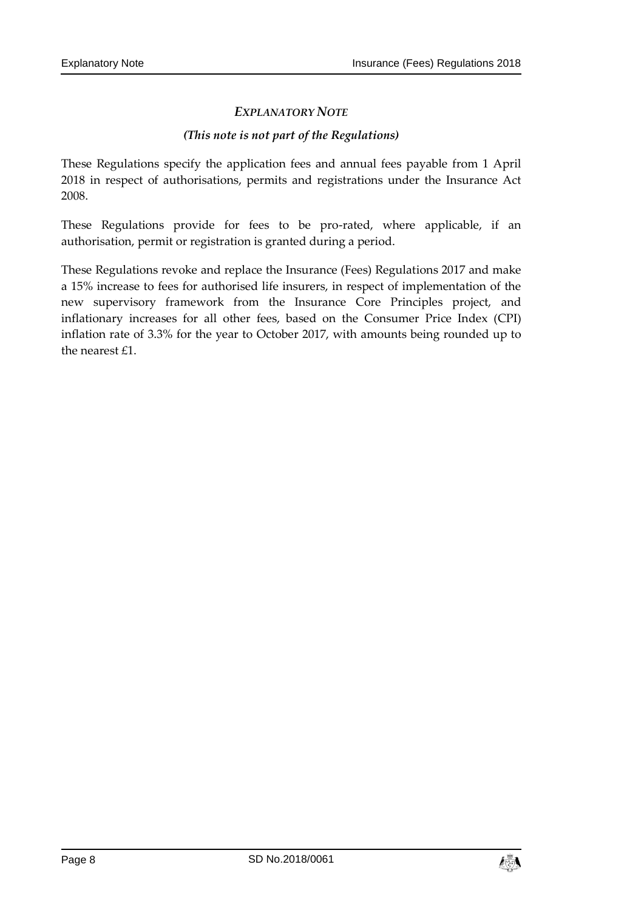## *EXPLANATORY NOTE*

***(This note is not part of the Regulations)***

These Regulations specify the application fees and annual fees payable from 1 April 2018 in respect of authorisations, permits and registrations under the Insurance Act 2008.

These Regulations provide for fees to be pro-rated, where applicable, if an authorisation, permit or registration is granted during a period.

These Regulations revoke and replace the Insurance (Fees) Regulations 2017 and make a 15% increase to fees for authorised life insurers, in respect of implementation of the new supervisory framework from the Insurance Core Principles project, and inflationary increases for all other fees, based on the Consumer Price Index (CPI) inflation rate of 3.3% for the year to October 2017, with amounts being rounded up to the nearest £1.